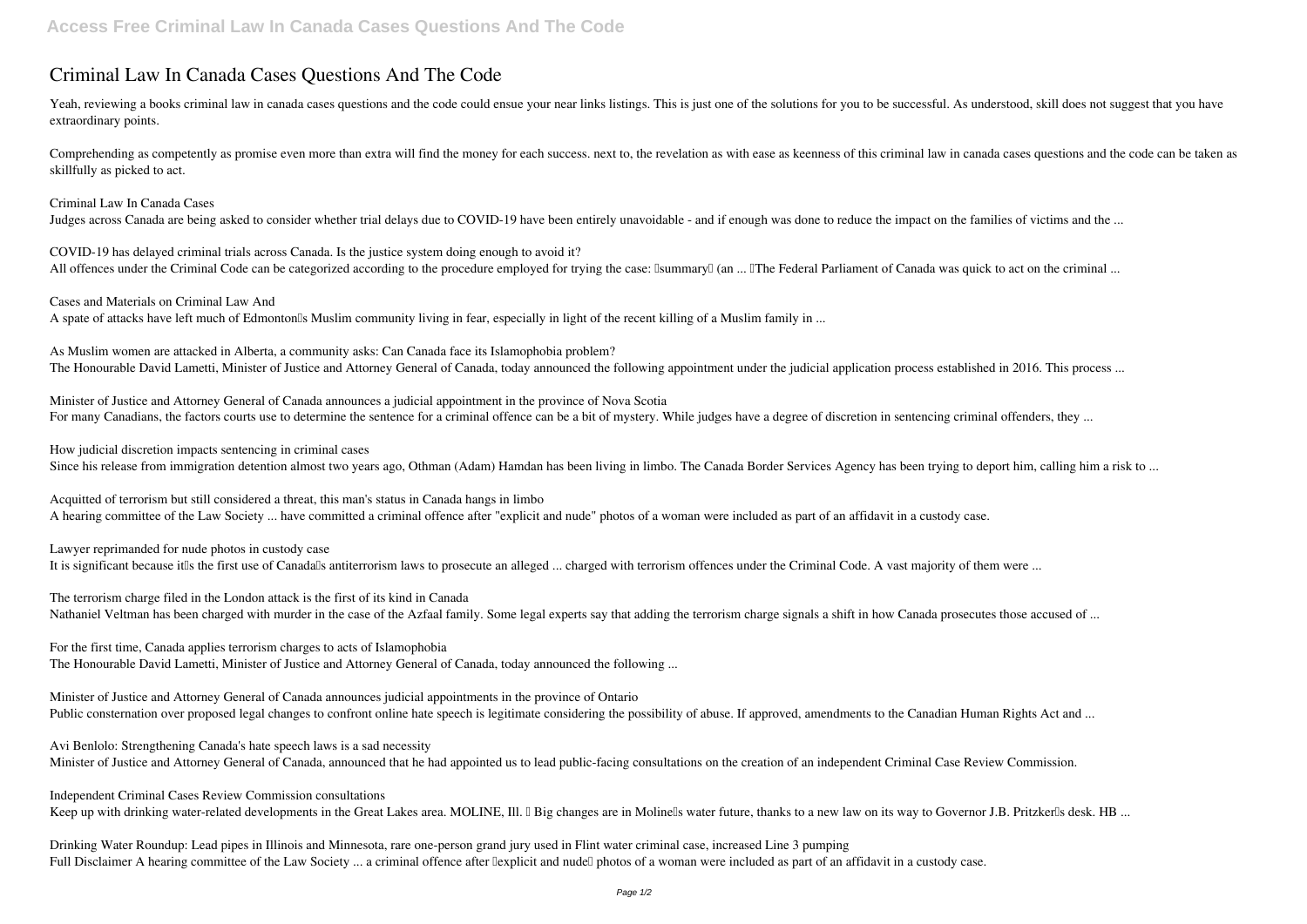# Criminal Law In Canada Cases Questions And The Code

Yeah, reviewing a books criminal law in canada cases questions and the code could ensue your near links listings. This is just one of the solutions for you to be successful. As understood, skill does not suggest that you have extraordinary points.

Comprehending as competently as promise even more than extra will find the money for each success. next to, the revelation as with ease as keenness of this criminal law in canada cases questions and the code can be taken as skillfully as picked to act.

**Criminal Law In Canada Cases**
Judges across Canada are being asked to consider whether trial delays due to COVID-19 have been entirely unavoidable - and if enough was done to reduce the impact on the families of victims and the ...

**COVID-19 has delayed criminal trials across Canada. Is the justice system doing enough to avoid it?**
All offences under the Criminal Code can be categorized according to the procedure employed for trying the case: "summary" (an ... "The Federal Parliament of Canada was quick to act on the criminal ...

**Cases and Materials on Criminal Law And**
A spate of attacks have left much of Edmonton's Muslim community living in fear, especially in light of the recent killing of a Muslim family in ...

**As Muslim women are attacked in Alberta, a community asks: Can Canada face its Islamophobia problem?**
The Honourable David Lametti, Minister of Justice and Attorney General of Canada, today announced the following appointment under the judicial application process established in 2016. This process ...

**Minister of Justice and Attorney General of Canada announces a judicial appointment in the province of Nova Scotia**
For many Canadians, the factors courts use to determine the sentence for a criminal offence can be a bit of mystery. While judges have a degree of discretion in sentencing criminal offenders, they ...

**How judicial discretion impacts sentencing in criminal cases**
Since his release from immigration detention almost two years ago, Othman (Adam) Hamdan has been living in limbo. The Canada Border Services Agency has been trying to deport him, calling him a risk to ...

**Acquitted of terrorism but still considered a threat, this man's status in Canada hangs in limbo**
A hearing committee of the Law Society ... have committed a criminal offence after "explicit and nude" photos of a woman were included as part of an affidavit in a custody case.

**Lawyer reprimanded for nude photos in custody case**
It is significant because it's the first use of Canada's antiterrorism laws to prosecute an alleged ... charged with terrorism offences under the Criminal Code. A vast majority of them were ...

**The terrorism charge filed in the London attack is the first of its kind in Canada**
Nathaniel Veltman has been charged with murder in the case of the Azfaal family. Some legal experts say that adding the terrorism charge signals a shift in how Canada prosecutes those accused of ...

**For the first time, Canada applies terrorism charges to acts of Islamophobia**
The Honourable David Lametti, Minister of Justice and Attorney General of Canada, today announced the following ...

**Minister of Justice and Attorney General of Canada announces judicial appointments in the province of Ontario**
Public consternation over proposed legal changes to confront online hate speech is legitimate considering the possibility of abuse. If approved, amendments to the Canadian Human Rights Act and ...

**Avi Benlolo: Strengthening Canada's hate speech laws is a sad necessity**
Minister of Justice and Attorney General of Canada, announced that he had appointed us to lead public-facing consultations on the creation of an independent Criminal Case Review Commission.

**Independent Criminal Cases Review Commission consultations**
Keep up with drinking water-related developments in the Great Lakes area. MOLINE, Ill. — Big changes are in Moline's water future, thanks to a new law on its way to Governor J.B. Pritzker's desk. HB ...

**Drinking Water Roundup: Lead pipes in Illinois and Minnesota, rare one-person grand jury used in Flint water criminal case, increased Line 3 pumping**
Full Disclaimer A hearing committee of the Law Society ... a criminal offence after "explicit and nude" photos of a woman were included as part of an affidavit in a custody case.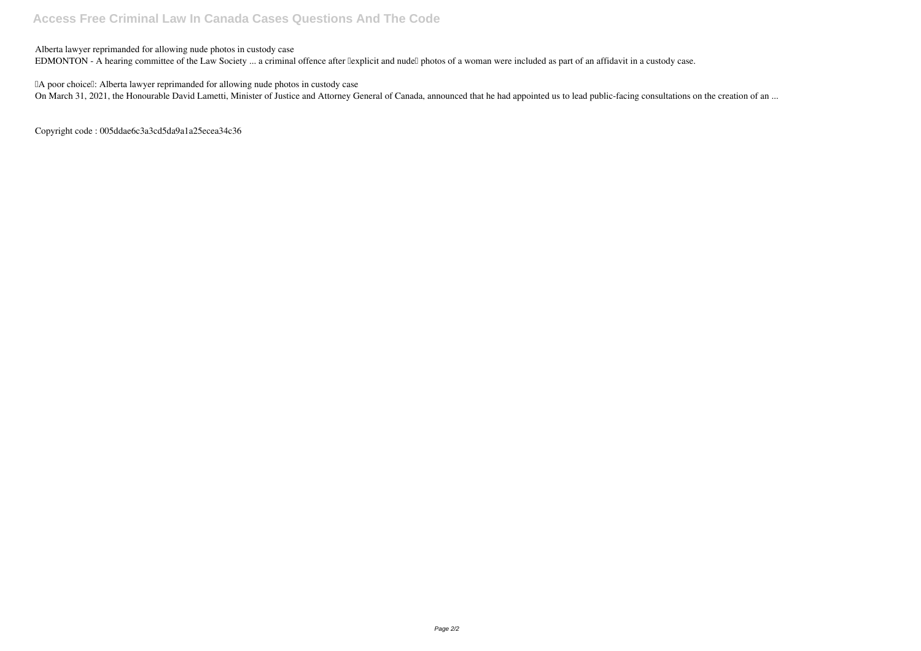Alberta lawyer reprimanded for allowing nude photos in custody case

EDMONTON - A hearing committee of the Law Society ... a criminal offence after "explicit and nude" photos of a woman were included as part of an affidavit in a custody case.

"A poor choice": Alberta lawyer reprimanded for allowing nude photos in custody case

On March 31, 2021, the Honourable David Lametti, Minister of Justice and Attorney General of Canada, announced that he had appointed us to lead public-facing consultations on the creation of an ...

Copyright code : 005ddae6c3a3cd5da9a1a25ecea34c36